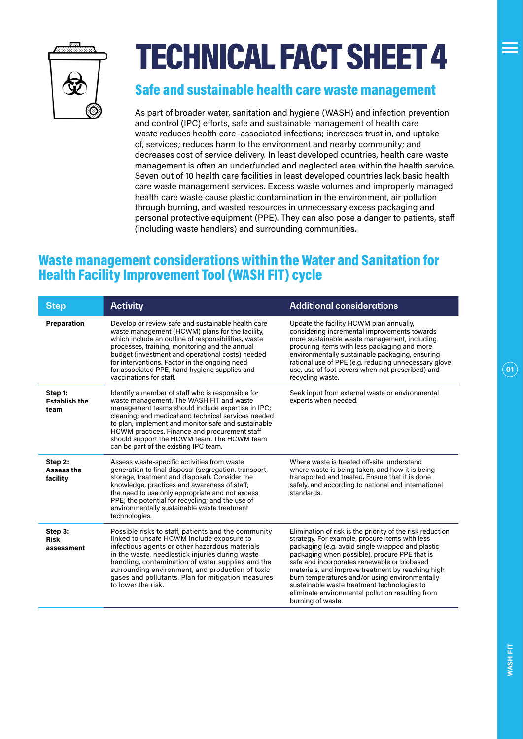# TECHNICAL FACT SHEET 4

## Safe and sustainable health care waste management

As part of broader water, sanitation and hygiene (WASH) and infection prevention and control (IPC) efforts, safe and sustainable management of health care waste reduces health care–associated infections; increases trust in, and uptake of, services; reduces harm to the environment and nearby community; and decreases cost of service delivery. In least developed countries, health care waste management is often an underfunded and neglected area within the health service. Seven out of 10 health care facilities in least developed countries lack basic health care waste management services. Excess waste volumes and improperly managed health care waste cause plastic contamination in the environment, air pollution through burning, and wasted resources in unnecessary excess packaging and personal protective equipment (PPE). They can also pose a danger to patients, staff (including waste handlers) and surrounding communities.

## Waste management considerations within the Water and Sanitation for Health Facility Improvement Tool (WASH FIT) cycle

| Step | Activity | Additional considerations |
|---|---|---|
| **Preparation** | Develop or review safe and sustainable health care waste management (HCWM) plans for the facility, which include an outline of responsibilities, waste processes, training, monitoring and the annual budget (investment and operational costs) needed for interventions. Factor in the ongoing need for associated PPE, hand hygiene supplies and vaccinations for staff. | Update the facility HCWM plan annually, considering incremental improvements towards more sustainable waste management, including procuring items with less packaging and more environmentally sustainable packaging, ensuring rational use of PPE (e.g. reducing unnecessary glove use, use of foot covers when not prescribed) and recycling waste. |
| **Step 1: Establish the team** | Identify a member of staff who is responsible for waste management. The WASH FIT and waste management teams should include expertise in IPC; cleaning; and medical and technical services needed to plan, implement and monitor safe and sustainable HCWM practices. Finance and procurement staff should support the HCWM team. The HCWM team can be part of the existing IPC team. | Seek input from external waste or environmental experts when needed. |
| **Step 2: Assess the facility** | Assess waste-specific activities from waste generation to final disposal (segregation, transport, storage, treatment and disposal). Consider the knowledge, practices and awareness of staff; the need to use only appropriate and not excess PPE; the potential for recycling; and the use of environmentally sustainable waste treatment technologies. | Where waste is treated off-site, understand where waste is being taken, and how it is being transported and treated. Ensure that it is done safely, and according to national and international standards. |
| **Step 3: Risk assessment** | Possible risks to staff, patients and the community linked to unsafe HCWM include exposure to infectious agents or other hazardous materials in the waste, needlestick injuries during waste handling, contamination of water supplies and the surrounding environment, and production of toxic gases and pollutants. Plan for mitigation measures to lower the risk. | Elimination of risk is the priority of the risk reduction strategy. For example, procure items with less packaging (e.g. avoid single wrapped and plastic packaging when possible), procure PPE that is safe and incorporates renewable or biobased materials, and improve treatment by reaching high burn temperatures and/or using environmentally sustainable waste treatment technologies to eliminate environmental pollution resulting from burning of waste. |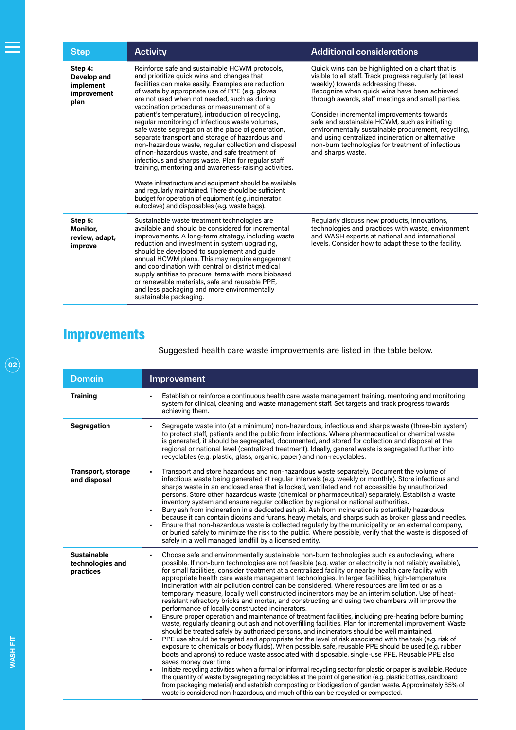| Step | Activity | Additional considerations |
|---|---|---|
| **Step 4: Develop and implement improvement plan** | Reinforce safe and sustainable HCWM protocols, and prioritize quick wins and changes that facilities can make easily. Examples are reduction of waste by appropriate use of PPE (e.g. gloves are not used when not needed, such as during vaccination procedures or measurement of a patient's temperature), introduction of recycling, regular monitoring of infectious waste volumes, safe waste segregation at the place of generation, separate transport and storage of hazardous and non-hazardous waste, regular collection and disposal of non-hazardous waste, and safe treatment of infectious and sharps waste. Plan for regular staff training, mentoring and awareness-raising activities.<br><br>Waste infrastructure and equipment should be available and regularly maintained. There should be sufficient budget for operation of equipment (e.g. incinerator, autoclave) and disposables (e.g. waste bags). | Quick wins can be highlighted on a chart that is visible to all staff. Track progress regularly (at least weekly) towards addressing these. Recognize when quick wins have been achieved through awards, staff meetings and small parties.<br><br>Consider incremental improvements towards safe and sustainable HCWM, such as initiating environmentally sustainable procurement, recycling, and using centralized incineration or alternative non-burn technologies for treatment of infectious and sharps waste. |
| **Step 5: Monitor, review, adapt, improve** | Sustainable waste treatment technologies are available and should be considered for incremental improvements. A long-term strategy, including waste reduction and investment in system upgrading, should be developed to supplement and guide annual HCWM plans. This may require engagement and coordination with central or district medical supply entities to procure items with more biobased or renewable materials, safe and reusable PPE, and less packaging and more environmentally sustainable packaging. | Regularly discuss new products, innovations, technologies and practices with waste, environment and WASH experts at national and international levels. Consider how to adapt these to the facility. |

## Improvements

Suggested health care waste improvements are listed in the table below.

| Domain | Improvement |
|---|---|
| **Training** | • Establish or reinforce a continuous health care waste management training, mentoring and monitoring system for clinical, cleaning and waste management staff. Set targets and track progress towards achieving them. |
| **Segregation** | • Segregate waste into (at a minimum) non-hazardous, infectious and sharps waste (three-bin system) to protect staff, patients and the public from infections. Where pharmaceutical or chemical waste is generated, it should be segregated, documented, and stored for collection and disposal at the regional or national level (centralized treatment). Ideally, general waste is segregated further into recyclables (e.g. plastic, glass, organic, paper) and non-recyclables. |
| **Transport, storage and disposal** | • Transport and store hazardous and non-hazardous waste separately. Document the volume of infectious waste being generated at regular intervals (e.g. weekly or monthly). Store infectious and sharps waste in an enclosed area that is locked, ventilated and not accessible by unauthorized persons. Store other hazardous waste (chemical or pharmaceutical) separately. Establish a waste inventory system and ensure regular collection by regional or national authorities.<br>• Bury ash from incineration in a dedicated ash pit. Ash from incineration is potentially hazardous because it can contain dioxins and furans, heavy metals, and sharps such as broken glass and needles.<br>• Ensure that non-hazardous waste is collected regularly by the municipality or an external company, or buried safely to minimize the risk to the public. Where possible, verify that the waste is disposed of safely in a well managed landfill by a licensed entity. |
| **Sustainable technologies and practices** | • Choose safe and environmentally sustainable non-burn technologies such as autoclaving, where possible. If non-burn technologies are not feasible (e.g. water or electricity is not reliably available), for small facilities, consider treatment at a centralized facility or nearby health care facility with appropriate health care waste management technologies. In larger facilities, high-temperature incineration with air pollution control can be considered. Where resources are limited or as a temporary measure, locally well constructed incinerators may be an interim solution. Use of heat-resistant refractory bricks and mortar, and constructing and using two chambers will improve the performance of locally constructed incinerators.<br>• Ensure proper operation and maintenance of treatment facilities, including pre-heating before burning waste, regularly cleaning out ash and not overfilling facilities. Plan for incremental improvement. Waste should be treated safely by authorized persons, and incinerators should be well maintained.<br>• PPE use should be targeted and appropriate for the level of risk associated with the task (e.g. risk of exposure to chemicals or body fluids). When possible, safe, reusable PPE should be used (e.g. rubber boots and aprons) to reduce waste associated with disposable, single-use PPE. Reusable PPE also saves money over time.<br>• Initiate recycling activities when a formal or informal recycling sector for plastic or paper is available. Reduce the quantity of waste by segregating recyclables at the point of generation (e.g. plastic bottles, cardboard from packaging material) and establish composting or biodigestion of garden waste. Approximately 85% of waste is considered non-hazardous, and much of this can be recycled or composted. |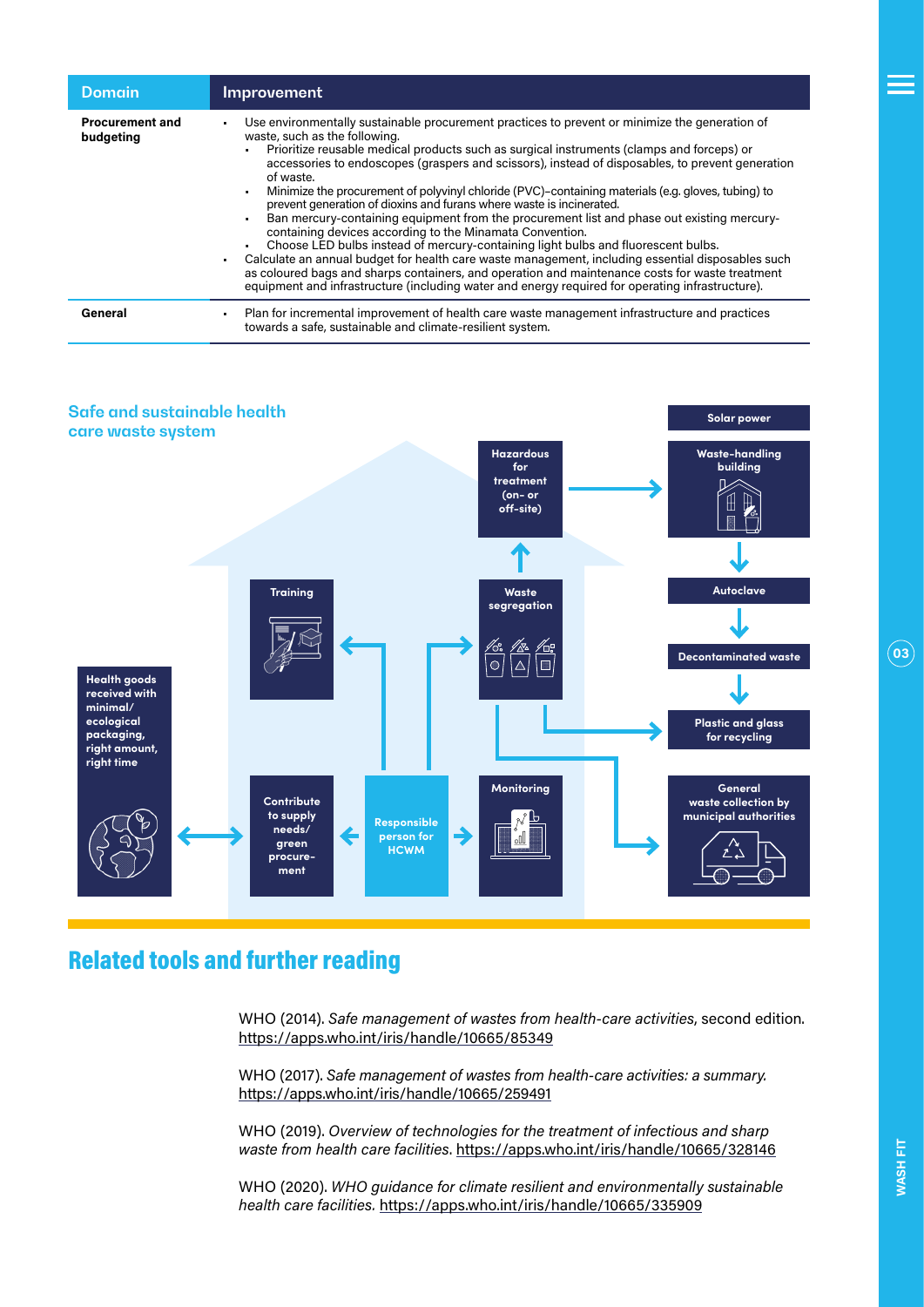| Domain | Improvement |
|---|---|
| **Procurement and budgeting** | - Use environmentally sustainable procurement practices to prevent or minimize the generation of waste, such as the following.<br>  - Prioritize reusable medical products such as surgical instruments (clamps and forceps) or accessories to endoscopes (graspers and scissors), instead of disposables, to prevent generation of waste.<br>  - Minimize the procurement of polyvinyl chloride (PVC)–containing materials (e.g. gloves, tubing) to prevent generation of dioxins and furans where waste is incinerated.<br>  - Ban mercury-containing equipment from the procurement list and phase out existing mercury-containing devices according to the Minamata Convention.<br>  - Choose LED bulbs instead of mercury-containing light bulbs and fluorescent bulbs.<br>- Calculate an annual budget for health care waste management, including essential disposables such as coloured bags and sharps containers, and operation and maintenance costs for waste treatment equipment and infrastructure (including water and energy required for operating infrastructure). |
| **General** | - Plan for incremental improvement of health care waste management infrastructure and practices towards a safe, sustainable and climate-resilient system. |

**Safe and sustainable health care waste system**

Solar power
Hazardous for treatment (on- or off-site)
Waste-handling building
Training
Waste segregation
Autoclave
Decontaminated waste
Health goods received with minimal/ ecological packaging, right amount, right time
Plastic and glass for recycling
Contribute to supply needs/ green procurement
Responsible person for HCWM
Monitoring
General waste collection by municipal authorities

## Related tools and further reading

WHO (2014). *Safe management of wastes from health-care activities*, second edition. https://apps.who.int/iris/handle/10665/85349

WHO (2017). *Safe management of wastes from health-care activities: a summary.* https://apps.who.int/iris/handle/10665/259491

WHO (2019). *Overview of technologies for the treatment of infectious and sharp waste from health care facilities.* https://apps.who.int/iris/handle/10665/328146

WHO (2020). *WHO guidance for climate resilient and environmentally sustainable health care facilities.* https://apps.who.int/iris/handle/10665/335909